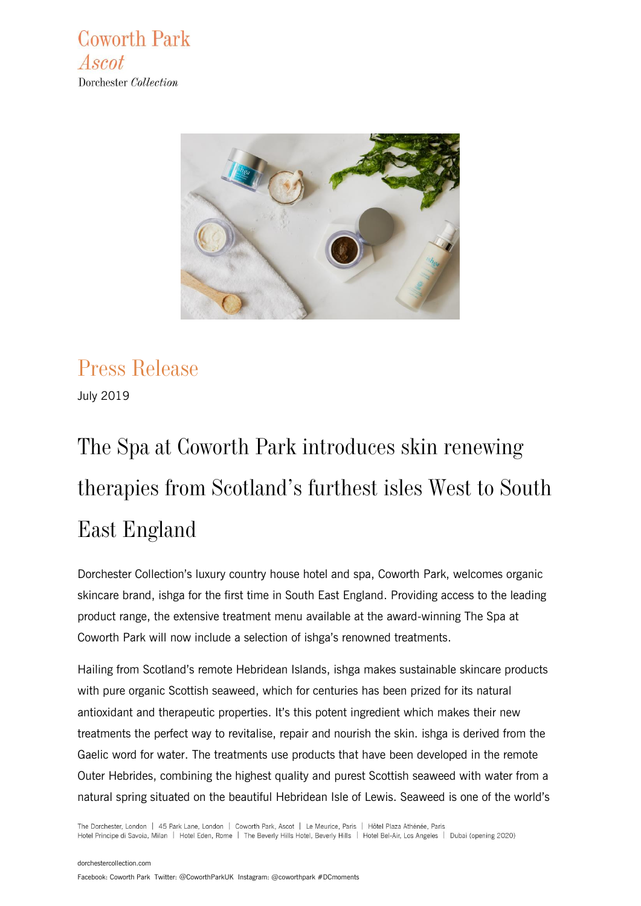Coworth Park
*Ascot*
Dorchester *Collection*

# Press Release

July 2019

## The Spa at Coworth Park introduces skin renewing therapies from Scotland's furthest isles West to South East England

Dorchester Collection's luxury country house hotel and spa, Coworth Park, welcomes organic skincare brand, ishga for the first time in South East England. Providing access to the leading product range, the extensive treatment menu available at the award-winning The Spa at Coworth Park will now include a selection of ishga's renowned treatments.

Hailing from Scotland's remote Hebridean Islands, ishga makes sustainable skincare products with pure organic Scottish seaweed, which for centuries has been prized for its natural antioxidant and therapeutic properties. It's this potent ingredient which makes their new treatments the perfect way to revitalise, repair and nourish the skin. ishga is derived from the Gaelic word for water. The treatments use products that have been developed in the remote Outer Hebrides, combining the highest quality and purest Scottish seaweed with water from a natural spring situated on the beautiful Hebridean Isle of Lewis. Seaweed is one of the world's

The Dorchester, London | 45 Park Lane, London | Coworth Park, Ascot | Le Meurice, Paris | Hôtel Plaza Athénée, Paris
Hotel Principe di Savoia, Milan | Hotel Eden, Rome | The Beverly Hills Hotel, Beverly Hills | Hotel Bel-Air, Los Angeles | Dubai (opening 2020)

dorchestercollection.com

Facebook: Coworth Park Twitter: @CoworthParkUK Instagram: @coworthpark #DCmoments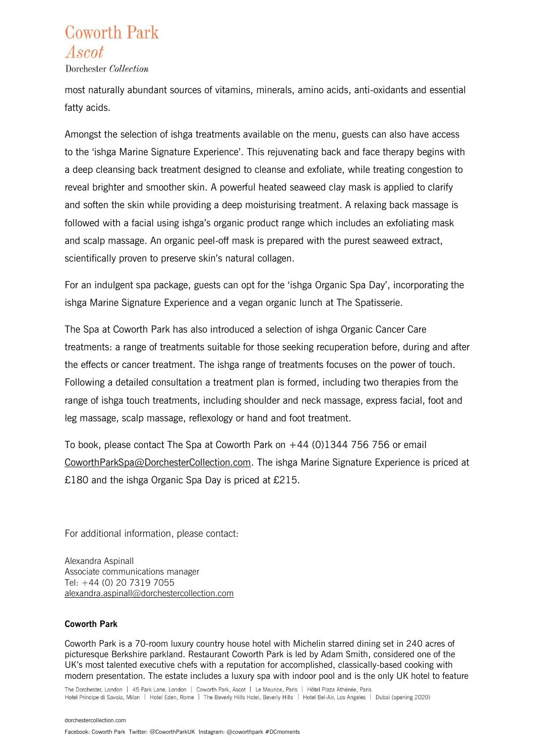most naturally abundant sources of vitamins, minerals, amino acids, anti-oxidants and essential fatty acids.

Amongst the selection of ishga treatments available on the menu, guests can also have access to the 'ishga Marine Signature Experience'. This rejuvenating back and face therapy begins with a deep cleansing back treatment designed to cleanse and exfoliate, while treating congestion to reveal brighter and smoother skin. A powerful heated seaweed clay mask is applied to clarify and soften the skin while providing a deep moisturising treatment. A relaxing back massage is followed with a facial using ishga's organic product range which includes an exfoliating mask and scalp massage. An organic peel-off mask is prepared with the purest seaweed extract, scientifically proven to preserve skin's natural collagen.

For an indulgent spa package, guests can opt for the 'ishga Organic Spa Day', incorporating the ishga Marine Signature Experience and a vegan organic lunch at The Spatisserie.

The Spa at Coworth Park has also introduced a selection of ishga Organic Cancer Care treatments: a range of treatments suitable for those seeking recuperation before, during and after the effects or cancer treatment. The ishga range of treatments focuses on the power of touch. Following a detailed consultation a treatment plan is formed, including two therapies from the range of ishga touch treatments, including shoulder and neck massage, express facial, foot and leg massage, scalp massage, reflexology or hand and foot treatment.

To book, please contact The Spa at Coworth Park on +44 (0)1344 756 756 or email CoworthParkSpa@DorchesterCollection.com. The ishga Marine Signature Experience is priced at £180 and the ishga Organic Spa Day is priced at £215.

For additional information, please contact:

Alexandra Aspinall
Associate communications manager
Tel: +44 (0) 20 7319 7055
alexandra.aspinall@dorchestercollection.com

**Coworth Park**

Coworth Park is a 70-room luxury country house hotel with Michelin starred dining set in 240 acres of picturesque Berkshire parkland. Restaurant Coworth Park is led by Adam Smith, considered one of the UK's most talented executive chefs with a reputation for accomplished, classically-based cooking with modern presentation. The estate includes a luxury spa with indoor pool and is the only UK hotel to feature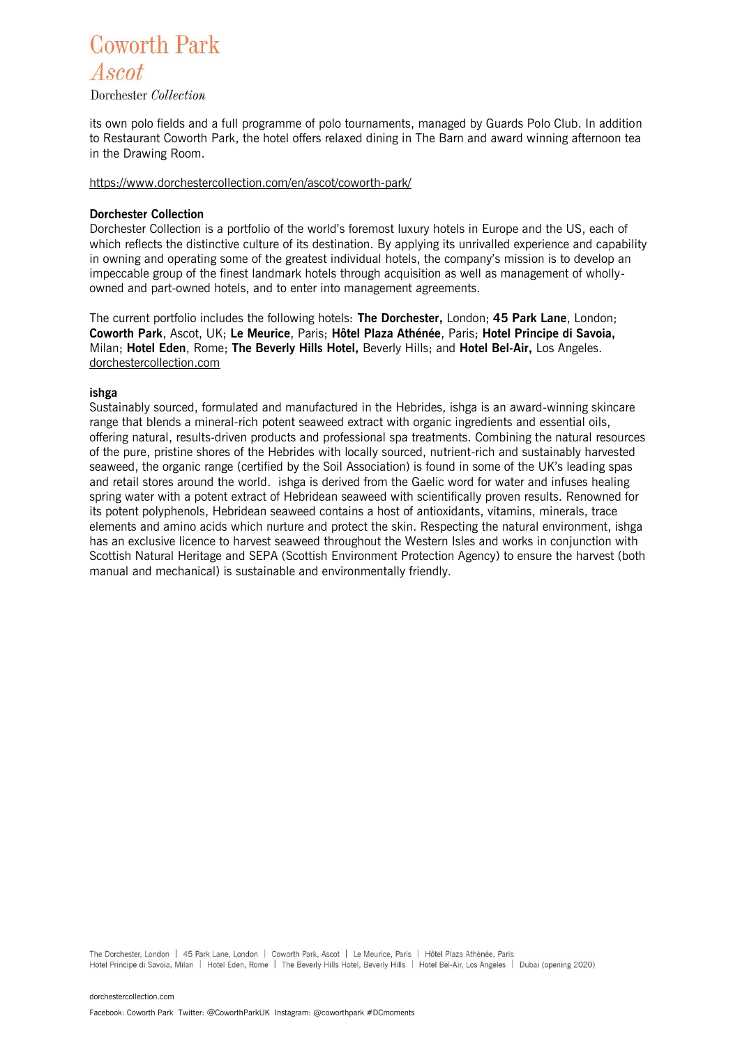its own polo fields and a full programme of polo tournaments, managed by Guards Polo Club. In addition to Restaurant Coworth Park, the hotel offers relaxed dining in The Barn and award winning afternoon tea in the Drawing Room.

https://www.dorchestercollection.com/en/ascot/coworth-park/

**Dorchester Collection**
Dorchester Collection is a portfolio of the world's foremost luxury hotels in Europe and the US, each of which reflects the distinctive culture of its destination. By applying its unrivalled experience and capability in owning and operating some of the greatest individual hotels, the company's mission is to develop an impeccable group of the finest landmark hotels through acquisition as well as management of wholly-owned and part-owned hotels, and to enter into management agreements.

The current portfolio includes the following hotels: **The Dorchester,** London; **45 Park Lane**, London; **Coworth Park**, Ascot, UK; **Le Meurice**, Paris; **Hôtel Plaza Athénée**, Paris; **Hotel Principe di Savoia,** Milan; **Hotel Eden**, Rome; **The Beverly Hills Hotel,** Beverly Hills; and **Hotel Bel-Air,** Los Angeles.
dorchestercollection.com

**ishga**
Sustainably sourced, formulated and manufactured in the Hebrides, ishga is an award-winning skincare range that blends a mineral-rich potent seaweed extract with organic ingredients and essential oils, offering natural, results-driven products and professional spa treatments. Combining the natural resources of the pure, pristine shores of the Hebrides with locally sourced, nutrient-rich and sustainably harvested seaweed, the organic range (certified by the Soil Association) is found in some of the UK's leading spas and retail stores around the world. ishga is derived from the Gaelic word for water and infuses healing spring water with a potent extract of Hebridean seaweed with scientifically proven results. Renowned for its potent polyphenols, Hebridean seaweed contains a host of antioxidants, vitamins, minerals, trace elements and amino acids which nurture and protect the skin. Respecting the natural environment, ishga has an exclusive licence to harvest seaweed throughout the Western Isles and works in conjunction with Scottish Natural Heritage and SEPA (Scottish Environment Protection Agency) to ensure the harvest (both manual and mechanical) is sustainable and environmentally friendly.